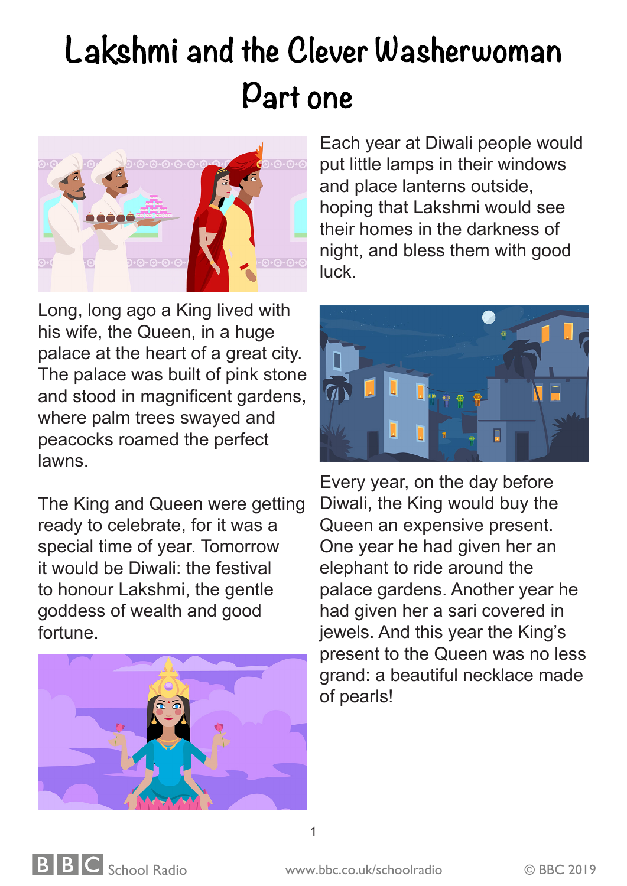# Lakshmi and the Clever Washerwoman Part one

Long, long ago a King lived with his wife, the Queen, in a huge palace at the heart of a great city. The palace was built of pink stone and stood in magnificent gardens, where palm trees swayed and peacocks roamed the perfect lawns.

The King and Queen were getting ready to celebrate, for it was a special time of year. Tomorrow it would be Diwali: the festival to honour Lakshmi, the gentle goddess of wealth and good fortune.

Each year at Diwali people would put little lamps in their windows and place lanterns outside, hoping that Lakshmi would see their homes in the darkness of night, and bless them with good luck.

Every year, on the day before Diwali, the King would buy the Queen an expensive present. One year he had given her an elephant to ride around the palace gardens. Another year he had given her a sari covered in jewels. And this year the King's present to the Queen was no less grand: a beautiful necklace made of pearls!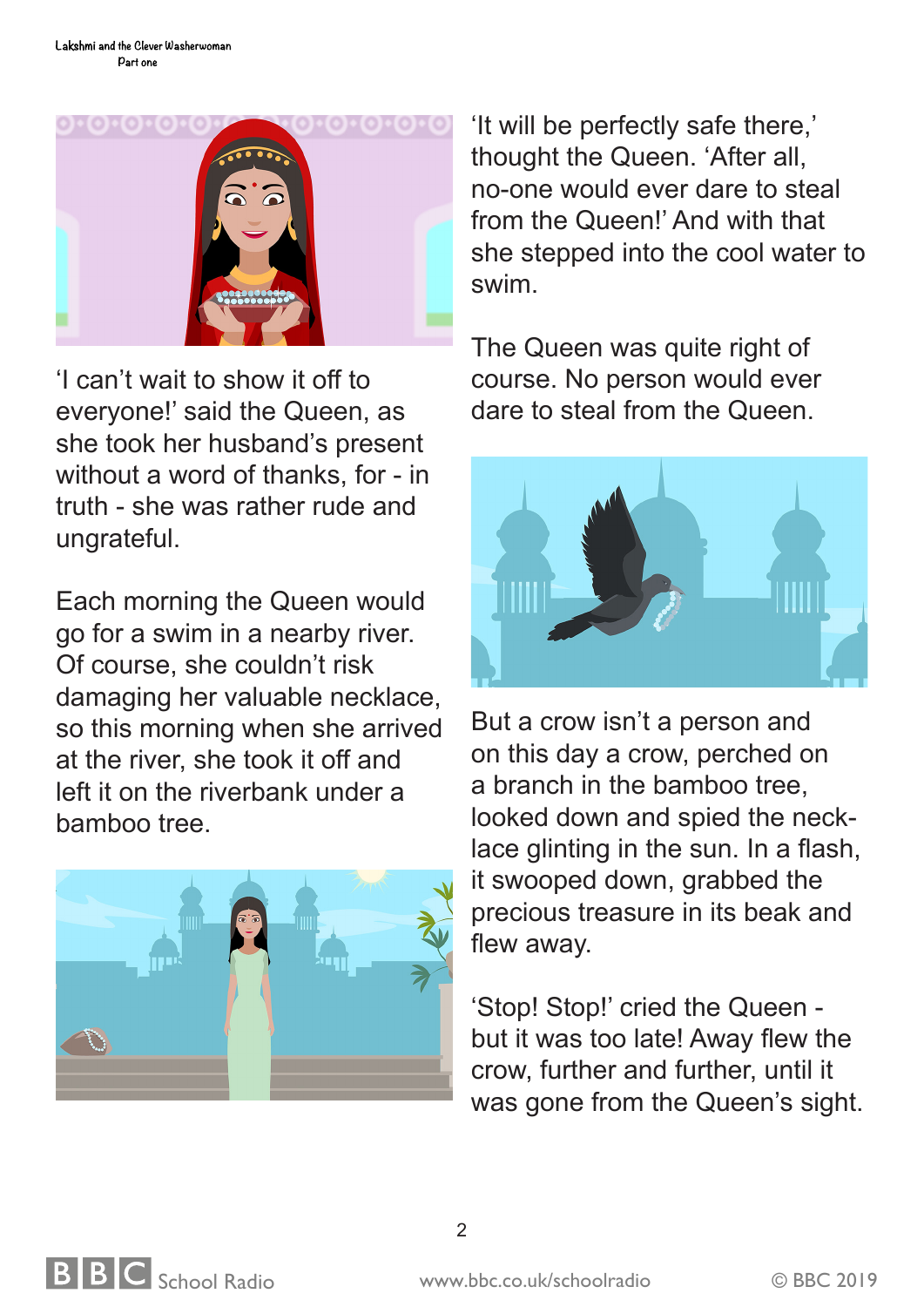'I can't wait to show it off to everyone!' said the Queen, as she took her husband's present without a word of thanks, for - in truth - she was rather rude and ungrateful.

Each morning the Queen would go for a swim in a nearby river. Of course, she couldn't risk damaging her valuable necklace, so this morning when she arrived at the river, she took it off and left it on the riverbank under a bamboo tree.

'It will be perfectly safe there,' thought the Queen. 'After all, no-one would ever dare to steal from the Queen!' And with that she stepped into the cool water to swim.

The Queen was quite right of course. No person would ever dare to steal from the Queen.

But a crow isn't a person and on this day a crow, perched on a branch in the bamboo tree, looked down and spied the neck-lace glinting in the sun. In a flash, it swooped down, grabbed the precious treasure in its beak and flew away.

'Stop! Stop!' cried the Queen - but it was too late! Away flew the crow, further and further, until it was gone from the Queen's sight.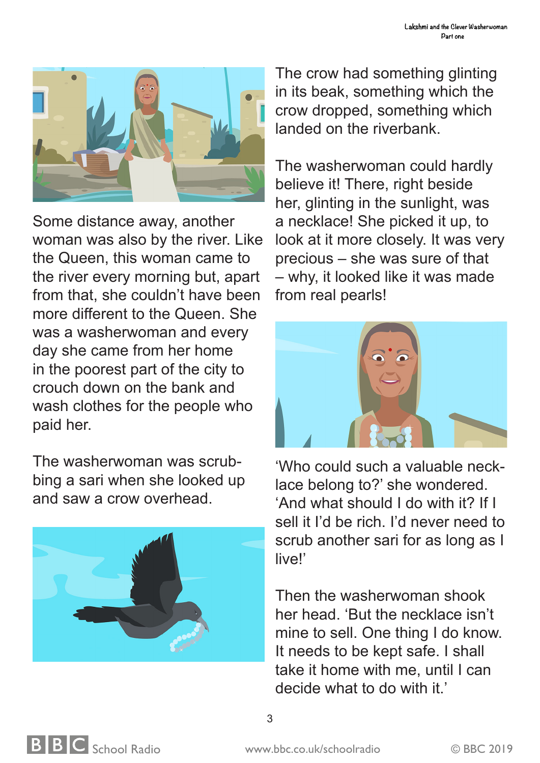Some distance away, another woman was also by the river. Like the Queen, this woman came to the river every morning but, apart from that, she couldn't have been more different to the Queen. She was a washerwoman and every day she came from her home in the poorest part of the city to crouch down on the bank and wash clothes for the people who paid her.

The washerwoman was scrubbing a sari when she looked up and saw a crow overhead.

The crow had something glinting in its beak, something which the crow dropped, something which landed on the riverbank.

The washerwoman could hardly believe it! There, right beside her, glinting in the sunlight, was a necklace! She picked it up, to look at it more closely. It was very precious – she was sure of that – why, it looked like it was made from real pearls!

'Who could such a valuable necklace belong to?' she wondered. 'And what should I do with it? If I sell it I'd be rich. I'd never need to scrub another sari for as long as I live!'

Then the washerwoman shook her head. 'But the necklace isn't mine to sell. One thing I do know. It needs to be kept safe. I shall take it home with me, until I can decide what to do with it.'